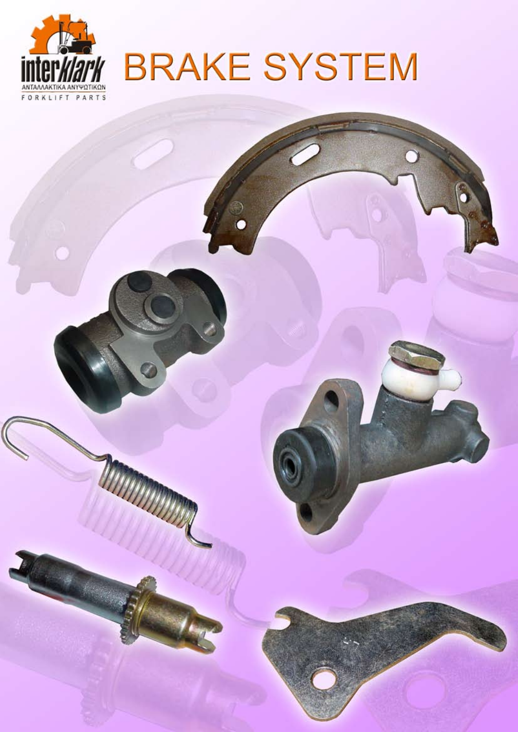interklark

ΑΝΤΑΛΛΑΚΤΙΚΑ ΑΝΥΨΩΤΙΚΩΝ

FORKLIFT PARTS

# BRAKE SYSTEM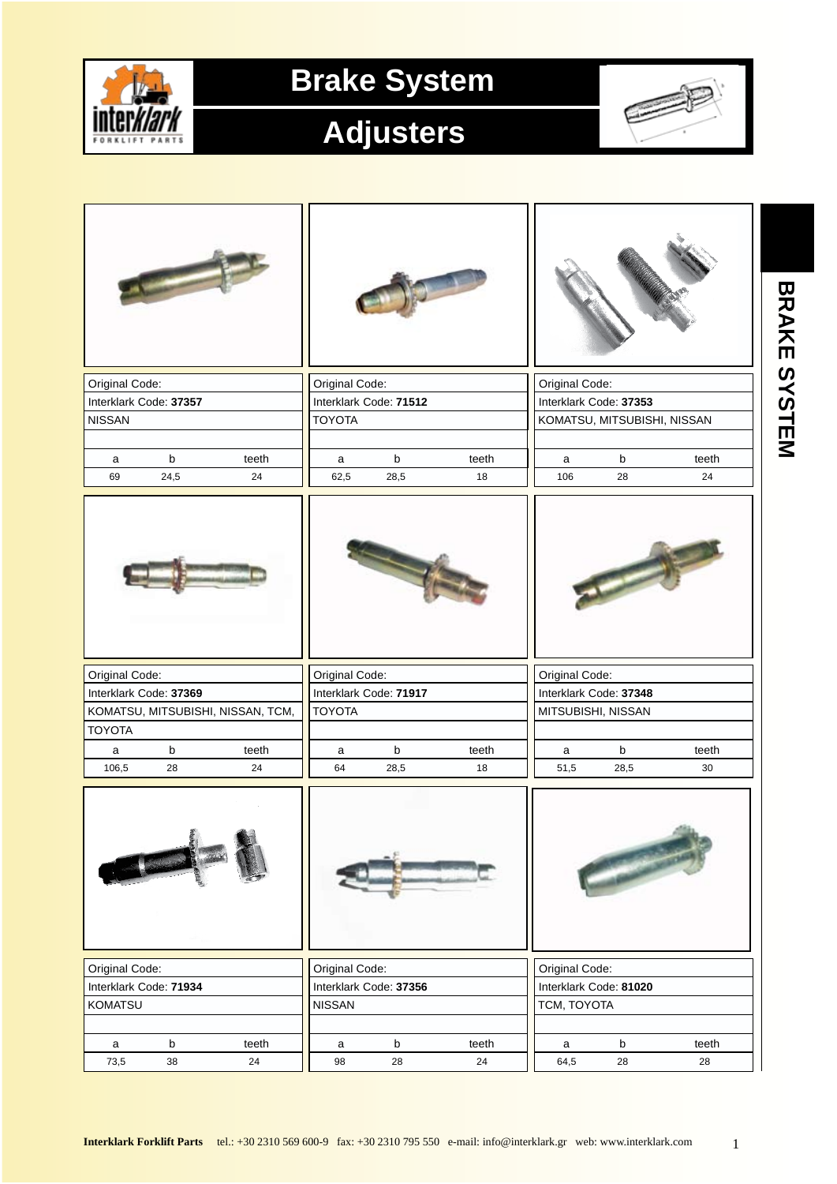# Brake System

## Adjusters

BRAKE SYSTEM

| Original Code: | | |
|---|---|---|
| Interklark Code: **37357** | | |
| NISSAN | | |
| a | b | teeth |
| 69 | 24,5 | 24 |

| Original Code: | | |
|---|---|---|
| Interklark Code: **71512** | | |
| TOYOTA | | |
| a | b | teeth |
| 62,5 | 28,5 | 18 |

| Original Code: | | |
|---|---|---|
| Interklark Code: **37353** | | |
| KOMATSU, MITSUBISHI, NISSAN | | |
| a | b | teeth |
| 106 | 28 | 24 |

| Original Code: | | |
|---|---|---|
| Interklark Code: **37369** | | |
| KOMATSU, MITSUBISHI, NISSAN, TCM, TOYOTA | | |
| a | b | teeth |
| 106,5 | 28 | 24 |

| Original Code: | | |
|---|---|---|
| Interklark Code: **71917** | | |
| TOYOTA | | |
| a | b | teeth |
| 64 | 28,5 | 18 |

| Original Code: | | |
|---|---|---|
| Interklark Code: **37348** | | |
| MITSUBISHI, NISSAN | | |
| a | b | teeth |
| 51,5 | 28,5 | 30 |

| Original Code: | | |
|---|---|---|
| Interklark Code: **71934** | | |
| KOMATSU | | |
| a | b | teeth |
| 73,5 | 38 | 24 |

| Original Code: | | |
|---|---|---|
| Interklark Code: **37356** | | |
| NISSAN | | |
| a | b | teeth |
| 98 | 28 | 24 |

| Original Code: | | |
|---|---|---|
| Interklark Code: **81020** | | |
| TCM, TOYOTA | | |
| a | b | teeth |
| 64,5 | 28 | 28 |

**Interklark Forklift Parts** tel.: +30 2310 569 600-9 fax: +30 2310 795 550 e-mail: info@interklark.gr web: www.interklark.com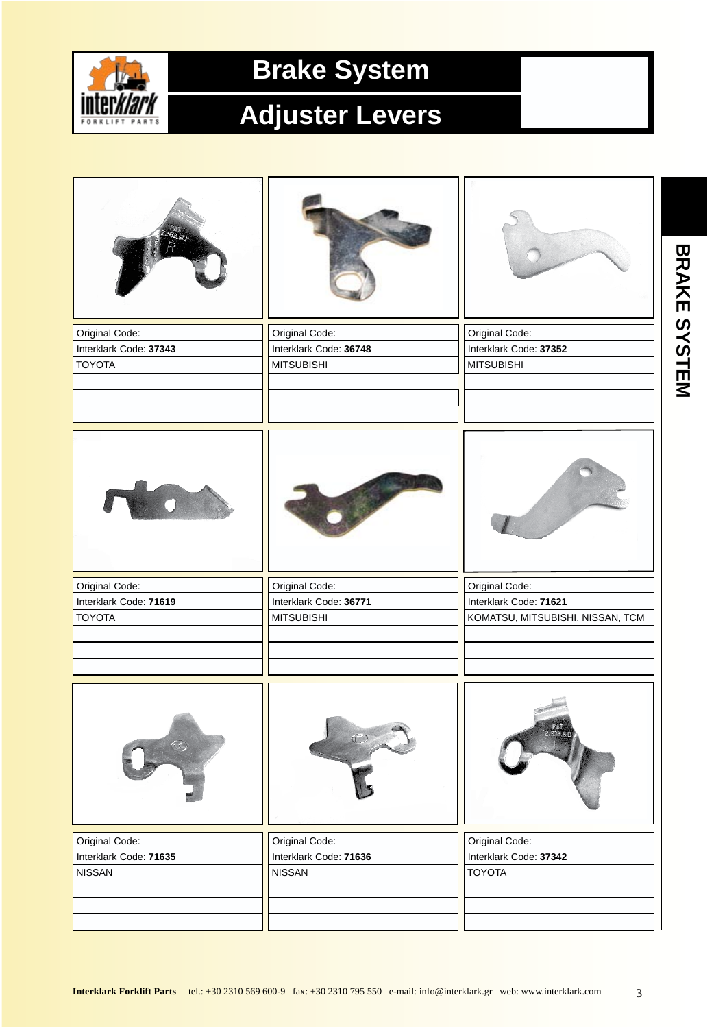# Brake System

## Adjuster Levers

BRAKE SYSTEM

| | | |
|---|---|---|
| Original Code: | Original Code: | Original Code: |
| Interklark Code: **37343** | Interklark Code: **36748** | Interklark Code: **37352** |
| TOYOTA | MITSUBISHI | MITSUBISHI |

| | | |
|---|---|---|
| Original Code: | Original Code: | Original Code: |
| Interklark Code: **71619** | Interklark Code: **36771** | Interklark Code: **71621** |
| TOYOTA | MITSUBISHI | KOMATSU, MITSUBISHI, NISSAN, TCM |

| | | |
|---|---|---|
| Original Code: | Original Code: | Original Code: |
| Interklark Code: **71635** | Interklark Code: **71636** | Interklark Code: **37342** |
| NISSAN | NISSAN | TOYOTA |

**Interklark Forklift Parts** tel.: +30 2310 569 600-9 fax: +30 2310 795 550 e-mail: info@interklark.gr web: www.interklark.com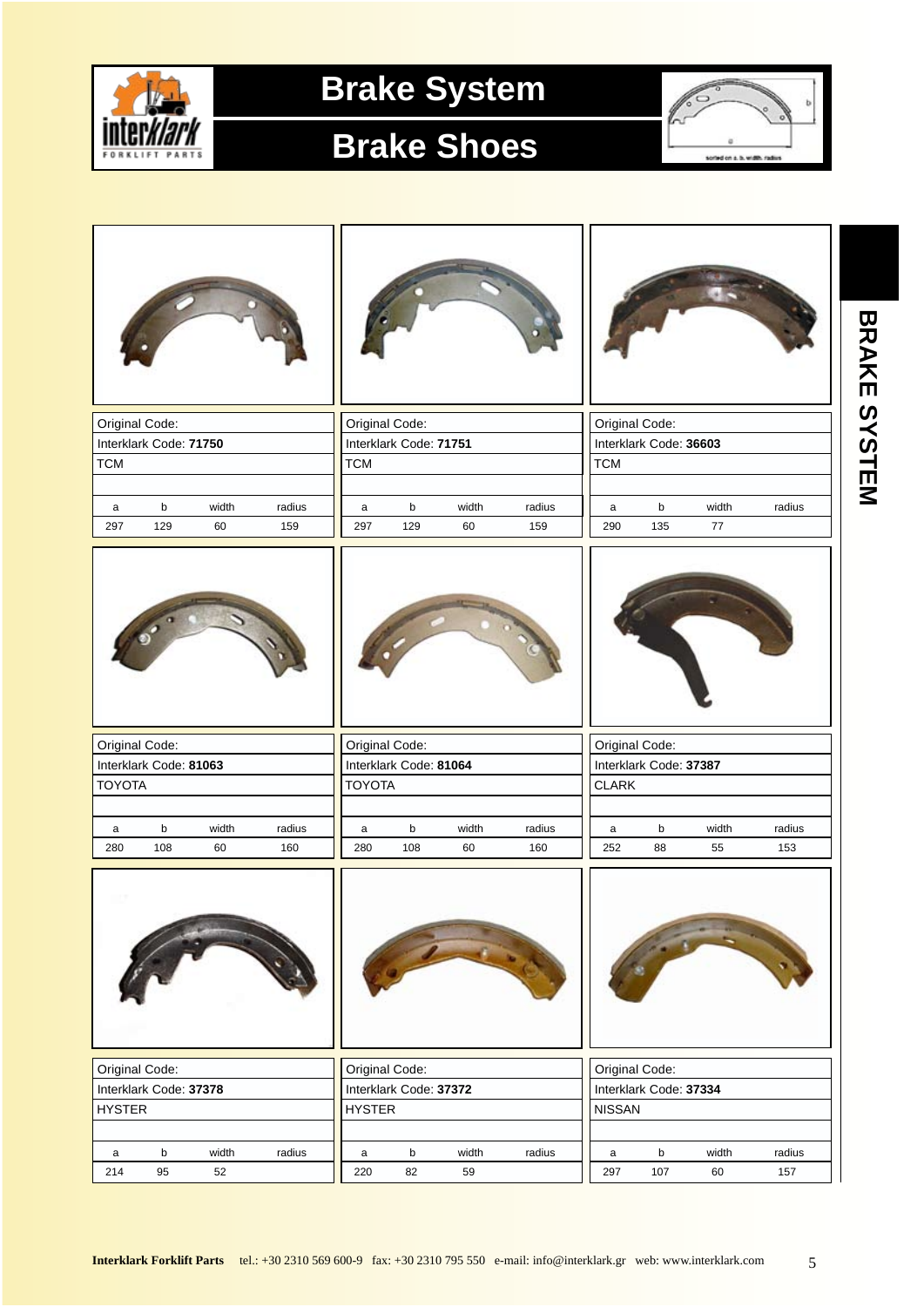# Brake System

## Brake Shoes

sorted on a, b, width, radius

BRAKE SYSTEM

| Original Code: | | | |
|---|---|---|---|
| Interklark Code: **71750** | | | |
| TCM | | | |
| | | | |
| a | b | width | radius |
| 297 | 129 | 60 | 159 |

| Original Code: | | | |
|---|---|---|---|
| Interklark Code: **71751** | | | |
| TCM | | | |
| | | | |
| a | b | width | radius |
| 297 | 129 | 60 | 159 |

| Original Code: | | | |
|---|---|---|---|
| Interklark Code: **36603** | | | |
| TCM | | | |
| | | | |
| a | b | width | radius |
| 290 | 135 | 77 | |

| Original Code: | | | |
|---|---|---|---|
| Interklark Code: **81063** | | | |
| TOYOTA | | | |
| | | | |
| a | b | width | radius |
| 280 | 108 | 60 | 160 |

| Original Code: | | | |
|---|---|---|---|
| Interklark Code: **81064** | | | |
| TOYOTA | | | |
| | | | |
| a | b | width | radius |
| 280 | 108 | 60 | 160 |

| Original Code: | | | |
|---|---|---|---|
| Interklark Code: **37387** | | | |
| CLARK | | | |
| | | | |
| a | b | width | radius |
| 252 | 88 | 55 | 153 |

| Original Code: | | | |
|---|---|---|---|
| Interklark Code: **37378** | | | |
| HYSTER | | | |
| | | | |
| a | b | width | radius |
| 214 | 95 | 52 | |

| Original Code: | | | |
|---|---|---|---|
| Interklark Code: **37372** | | | |
| HYSTER | | | |
| | | | |
| a | b | width | radius |
| 220 | 82 | 59 | |

| Original Code: | | | |
|---|---|---|---|
| Interklark Code: **37334** | | | |
| NISSAN | | | |
| | | | |
| a | b | width | radius |
| 297 | 107 | 60 | 157 |

**Interklark Forklift Parts** tel.: +30 2310 569 600-9 fax: +30 2310 795 550 e-mail: info@interklark.gr web: www.interklark.com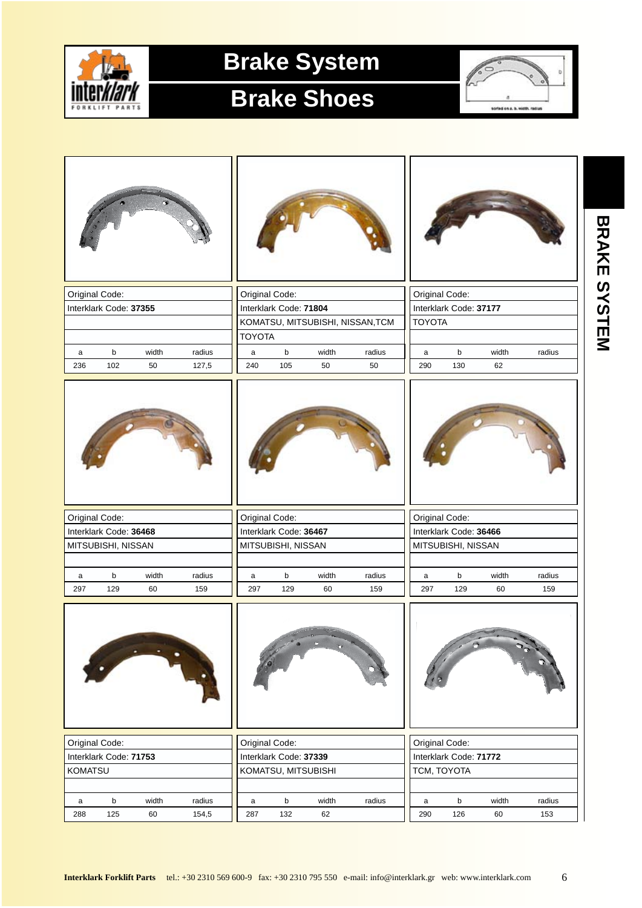# Brake System

## Brake Shoes

BRAKE SYSTEM

| Original Code: | | | |
|---|---|---|---|
| Interklark Code: **37355** | | | |
| | | | |
| | | | |
| a | b | width | radius |
| 236 | 102 | 50 | 127,5 |

| Original Code: | | | |
|---|---|---|---|
| Interklark Code: **71804** | | | |
| KOMATSU, MITSUBISHI, NISSAN,TCM | | | |
| TOYOTA | | | |
| a | b | width | radius |
| 240 | 105 | 50 | 50 |

| Original Code: | | | |
|---|---|---|---|
| Interklark Code: **37177** | | | |
| TOYOTA | | | |
| | | | |
| a | b | width | radius |
| 290 | 130 | 62 | |

| Original Code: | | | |
|---|---|---|---|
| Interklark Code: **36468** | | | |
| MITSUBISHI, NISSAN | | | |
| | | | |
| a | b | width | radius |
| 297 | 129 | 60 | 159 |

| Original Code: | | | |
|---|---|---|---|
| Interklark Code: **36467** | | | |
| MITSUBISHI, NISSAN | | | |
| | | | |
| a | b | width | radius |
| 297 | 129 | 60 | 159 |

| Original Code: | | | |
|---|---|---|---|
| Interklark Code: **36466** | | | |
| MITSUBISHI, NISSAN | | | |
| | | | |
| a | b | width | radius |
| 297 | 129 | 60 | 159 |

| Original Code: | | | |
|---|---|---|---|
| Interklark Code: **71753** | | | |
| KOMATSU | | | |
| | | | |
| a | b | width | radius |
| 288 | 125 | 60 | 154,5 |

| Original Code: | | | |
|---|---|---|---|
| Interklark Code: **37339** | | | |
| KOMATSU, MITSUBISHI | | | |
| | | | |
| a | b | width | radius |
| 287 | 132 | 62 | |

| Original Code: | | | |
|---|---|---|---|
| Interklark Code: **71772** | | | |
| TCM, TOYOTA | | | |
| | | | |
| a | b | width | radius |
| 290 | 126 | 60 | 153 |

**Interklark Forklift Parts** tel.: +30 2310 569 600-9 fax: +30 2310 795 550 e-mail: info@interklark.gr web: www.interklark.com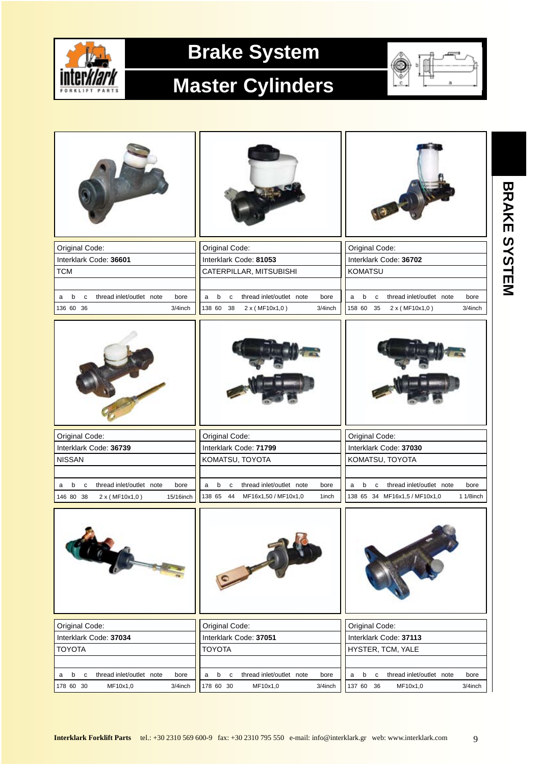# Brake System

## Master Cylinders

BRAKE SYSTEM

| Original Code: | | | | | |
|---|---|---|---|---|---|
| Interklark Code: **36601** | | | | | |
| TCM | | | | | |
| a | b | c | thread inlet/outlet | note | bore |
| 136 | 60 | 36 | | | 3/4inch |

| Original Code: | | | | | |
|---|---|---|---|---|---|
| Interklark Code: **81053** | | | | | |
| CATERPILLAR, MITSUBISHI | | | | | |
| a | b | c | thread inlet/outlet | note | bore |
| 138 | 60 | 38 | 2 x ( MF10x1,0 ) | | 3/4inch |

| Original Code: | | | | | |
|---|---|---|---|---|---|
| Interklark Code: **36702** | | | | | |
| KOMATSU | | | | | |
| a | b | c | thread inlet/outlet | note | bore |
| 158 | 60 | 35 | 2 x ( MF10x1,0 ) | | 3/4inch |

| Original Code: | | | | | |
|---|---|---|---|---|---|
| Interklark Code: **36739** | | | | | |
| NISSAN | | | | | |
| a | b | c | thread inlet/outlet | note | bore |
| 146 | 80 | 38 | 2 x ( MF10x1,0 ) | | 15/16inch |

| Original Code: | | | | | |
|---|---|---|---|---|---|
| Interklark Code: **71799** | | | | | |
| KOMATSU, TOYOTA | | | | | |
| a | b | c | thread inlet/outlet | note | bore |
| 138 | 65 | 44 | MF16x1,50 / MF10x1,0 | | 1inch |

| Original Code: | | | | | |
|---|---|---|---|---|---|
| Interklark Code: **37030** | | | | | |
| KOMATSU, TOYOTA | | | | | |
| a | b | c | thread inlet/outlet | note | bore |
| 138 | 65 | 34 | MF16x1,5 / MF10x1,0 | | 1 1/8inch |

| Original Code: | | | | | |
|---|---|---|---|---|---|
| Interklark Code: **37034** | | | | | |
| TOYOTA | | | | | |
| a | b | c | thread inlet/outlet | note | bore |
| 178 | 60 | 30 | MF10x1,0 | | 3/4inch |

| Original Code: | | | | | |
|---|---|---|---|---|---|
| Interklark Code: **37051** | | | | | |
| TOYOTA | | | | | |
| a | b | c | thread inlet/outlet | note | bore |
| 178 | 60 | 30 | MF10x1,0 | | 3/4inch |

| Original Code: | | | | | |
|---|---|---|---|---|---|
| Interklark Code: **37113** | | | | | |
| HYSTER, TCM, YALE | | | | | |
| a | b | c | thread inlet/outlet | note | bore |
| 137 | 60 | 36 | MF10x1,0 | | 3/4inch |

**Interklark Forklift Parts** tel.: +30 2310 569 600-9 fax: +30 2310 795 550 e-mail: info@interklark.gr web: www.interklark.com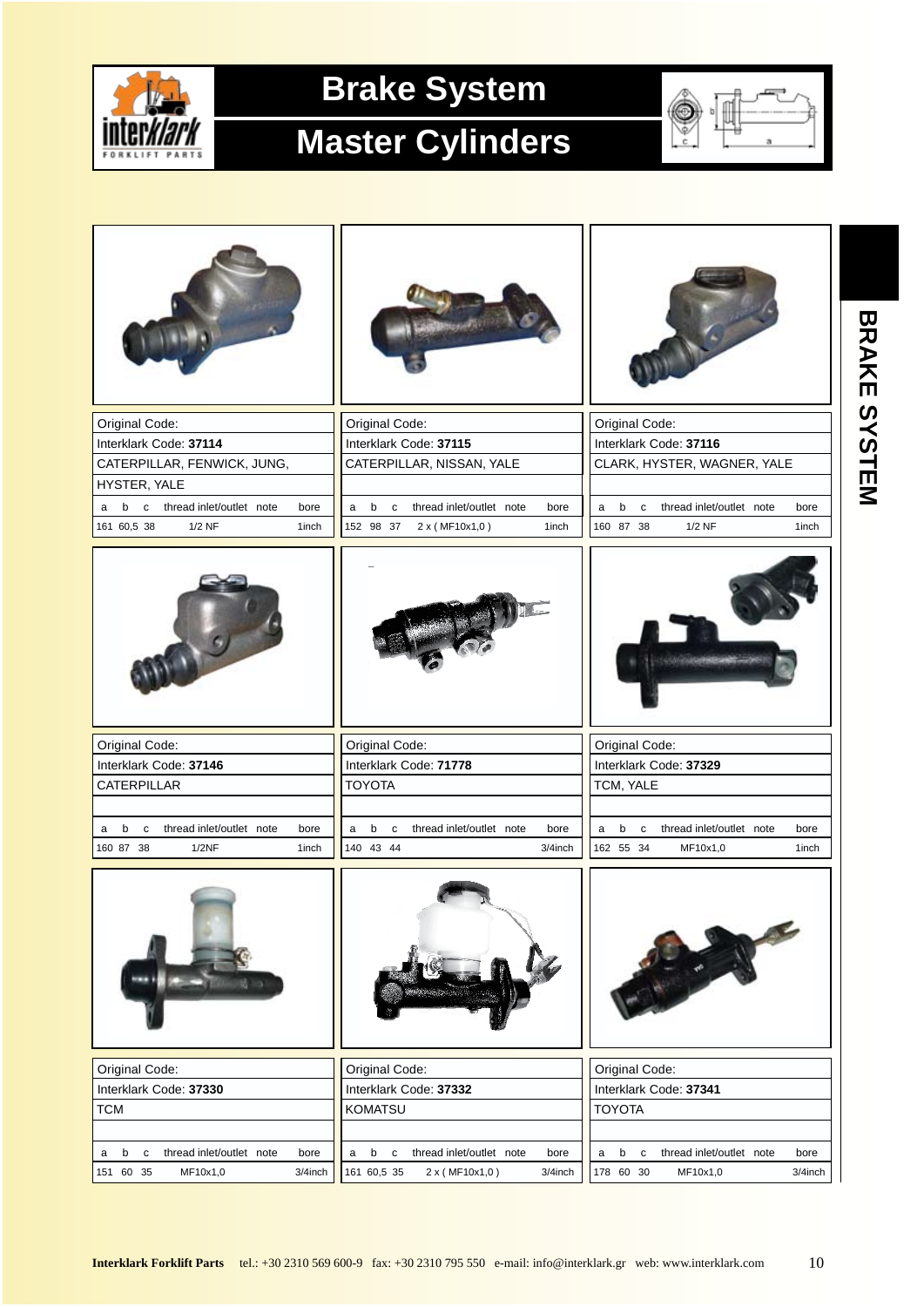# Brake System

## Master Cylinders

BRAKE SYSTEM

Original Code:
Interklark Code: **37114**
CATERPILLAR, FENWICK, JUNG, HYSTER, YALE

| a | b | c | thread inlet/outlet | note | bore |
|---|---|---|---|---|---|
| 161 | 60,5 | 38 | 1/2 NF | | 1inch |

Original Code:
Interklark Code: **37115**
CATERPILLAR, NISSAN, YALE

| a | b | c | thread inlet/outlet | note | bore |
|---|---|---|---|---|---|
| 152 | 98 | 37 | 2 x ( MF10x1,0 ) | | 1inch |

Original Code:
Interklark Code: **37116**
CLARK, HYSTER, WAGNER, YALE

| a | b | c | thread inlet/outlet | note | bore |
|---|---|---|---|---|---|
| 160 | 87 | 38 | 1/2 NF | | 1inch |

Original Code:
Interklark Code: **37146**
CATERPILLAR

| a | b | c | thread inlet/outlet | note | bore |
|---|---|---|---|---|---|
| 160 | 87 | 38 | 1/2NF | | 1inch |

Original Code:
Interklark Code: **71778**
TOYOTA

| a | b | c | thread inlet/outlet | note | bore |
|---|---|---|---|---|---|
| 140 | 43 | 44 | | | 3/4inch |

Original Code:
Interklark Code: **37329**
TCM, YALE

| a | b | c | thread inlet/outlet | note | bore |
|---|---|---|---|---|---|
| 162 | 55 | 34 | MF10x1,0 | | 1inch |

Original Code:
Interklark Code: **37330**
TCM

| a | b | c | thread inlet/outlet | note | bore |
|---|---|---|---|---|---|
| 151 | 60 | 35 | MF10x1,0 | | 3/4inch |

Original Code:
Interklark Code: **37332**
KOMATSU

| a | b | c | thread inlet/outlet | note | bore |
|---|---|---|---|---|---|
| 161 | 60,5 | 35 | 2 x ( MF10x1,0 ) | | 3/4inch |

Original Code:
Interklark Code: **37341**
TOYOTA

| a | b | c | thread inlet/outlet | note | bore |
|---|---|---|---|---|---|
| 178 | 60 | 30 | MF10x1,0 | | 3/4inch |

**Interklark Forklift Parts** tel.: +30 2310 569 600-9 fax: +30 2310 795 550 e-mail: info@interklark.gr web: www.interklark.com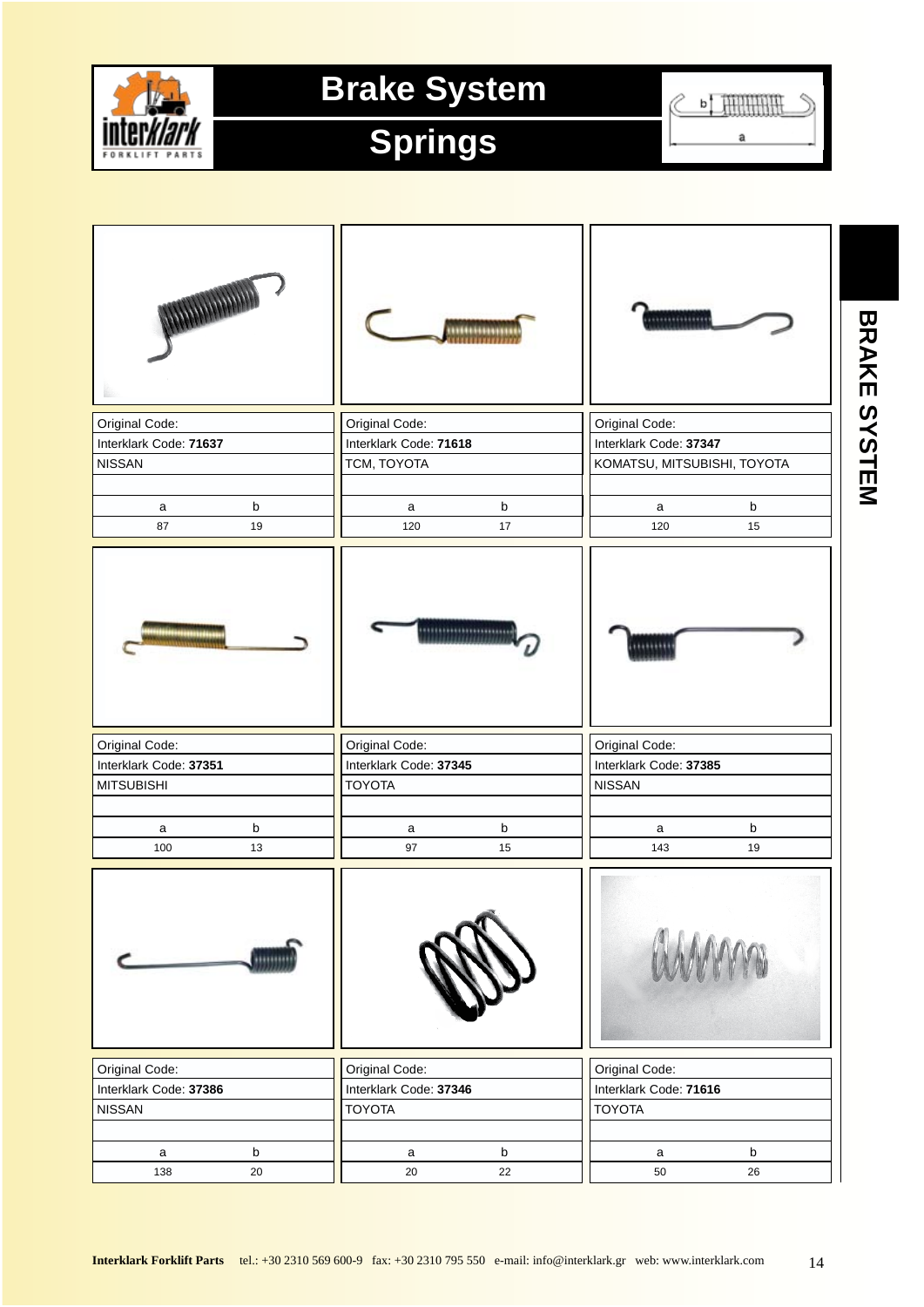# Brake System

## Springs

| Original Code: | Interklark Code | Make | a | b |
|---|---|---|---|---|
| | **71637** | NISSAN | 87 | 19 |
| | **71618** | TCM, TOYOTA | 120 | 17 |
| | **37347** | KOMATSU, MITSUBISHI, TOYOTA | 120 | 15 |
| | **37351** | MITSUBISHI | 100 | 13 |
| | **37345** | TOYOTA | 97 | 15 |
| | **37385** | NISSAN | 143 | 19 |
| | **37386** | NISSAN | 138 | 20 |
| | **37346** | TOYOTA | 20 | 22 |
| | **71616** | TOYOTA | 50 | 26 |

BRAKE SYSTEM

**Interklark Forklift Parts** tel.: +30 2310 569 600-9 fax: +30 2310 795 550 e-mail: info@interklark.gr web: www.interklark.com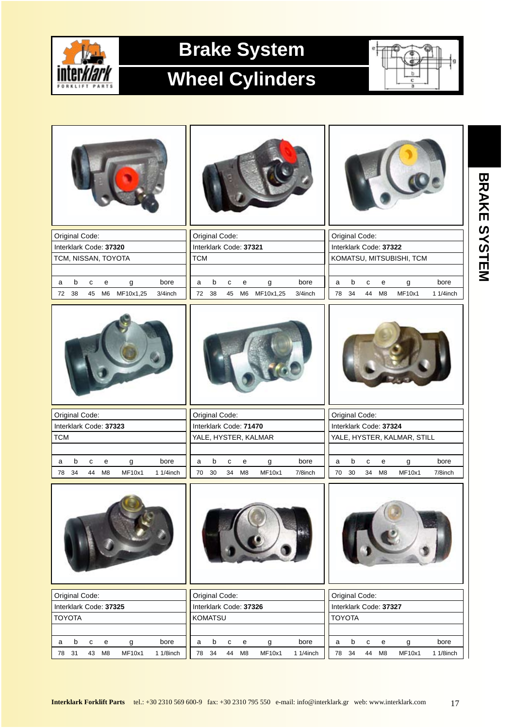# Brake System

## Wheel Cylinders

BRAKE SYSTEM

Original Code:
Interklark Code: **37320**
TCM, NISSAN, TOYOTA

| a | b | c | e | g | bore |
|---|---|---|---|---|---|
| 72 | 38 | 45 | M6 | MF10x1,25 | 3/4inch |

Original Code:
Interklark Code: **37321**
TCM

| a | b | c | e | g | bore |
|---|---|---|---|---|---|
| 72 | 38 | 45 | M6 | MF10x1,25 | 3/4inch |

Original Code:
Interklark Code: **37322**
KOMATSU, MITSUBISHI, TCM

| a | b | c | e | g | bore |
|---|---|---|---|---|---|
| 78 | 34 | 44 | M8 | MF10x1 | 1 1/4inch |

Original Code:
Interklark Code: **37323**
TCM

| a | b | c | e | g | bore |
|---|---|---|---|---|---|
| 78 | 34 | 44 | M8 | MF10x1 | 1 1/4inch |

Original Code:
Interklark Code: **71470**
YALE, HYSTER, KALMAR

| a | b | c | e | g | bore |
|---|---|---|---|---|---|
| 70 | 30 | 34 | M8 | MF10x1 | 7/8inch |

Original Code:
Interklark Code: **37324**
YALE, HYSTER, KALMAR, STILL

| a | b | c | e | g | bore |
|---|---|---|---|---|---|
| 70 | 30 | 34 | M8 | MF10x1 | 7/8inch |

Original Code:
Interklark Code: **37325**
TOYOTA

| a | b | c | e | g | bore |
|---|---|---|---|---|---|
| 78 | 31 | 43 | M8 | MF10x1 | 1 1/8inch |

Original Code:
Interklark Code: **37326**
KOMATSU

| a | b | c | e | g | bore |
|---|---|---|---|---|---|
| 78 | 34 | 44 | M8 | MF10x1 | 1 1/4inch |

Original Code:
Interklark Code: **37327**
TOYOTA

| a | b | c | e | g | bore |
|---|---|---|---|---|---|
| 78 | 34 | 44 | M8 | MF10x1 | 1 1/8inch |

**Interklark Forklift Parts** tel.: +30 2310 569 600-9 fax: +30 2310 795 550 e-mail: info@interklark.gr web: www.interklark.com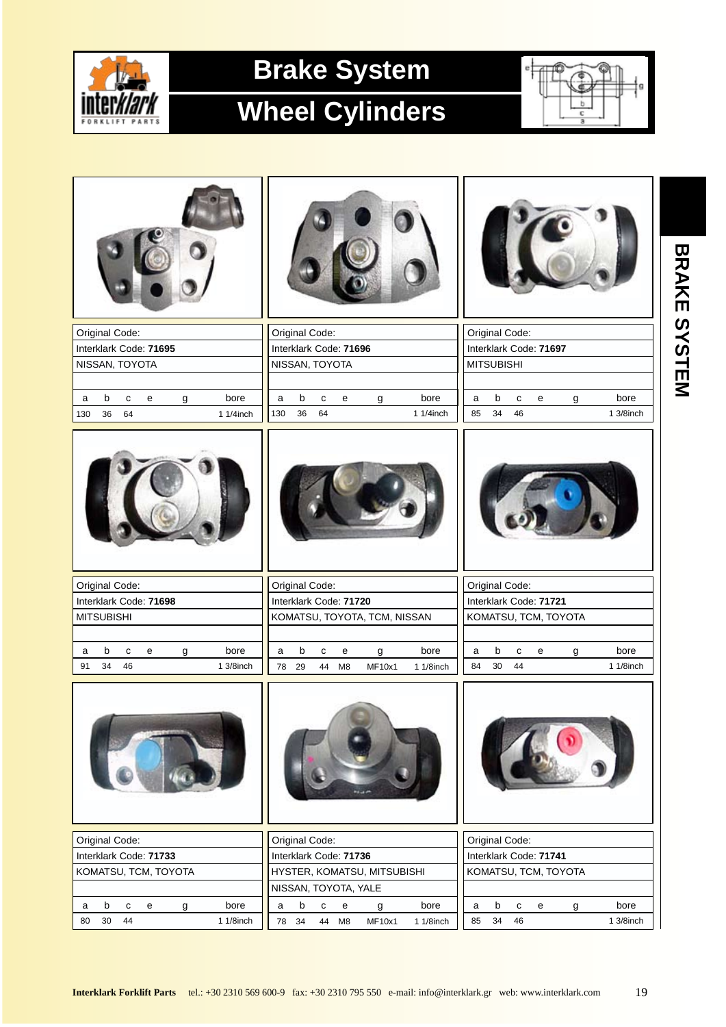# Brake System

## Wheel Cylinders

BRAKE SYSTEM

| Original Code: | |
|---|---|
| Interklark Code: **71695** | |
| NISSAN, TOYOTA | |

| a | b | c | e | g | bore |
|---|---|---|---|---|---|
| 130 | 36 | 64 | | | 1 1/4inch |

| Original Code: | |
|---|---|
| Interklark Code: **71696** | |
| NISSAN, TOYOTA | |

| a | b | c | e | g | bore |
|---|---|---|---|---|---|
| 130 | 36 | 64 | | | 1 1/4inch |

| Original Code: | |
|---|---|
| Interklark Code: **71697** | |
| MITSUBISHI | |

| a | b | c | e | g | bore |
|---|---|---|---|---|---|
| 85 | 34 | 46 | | | 1 3/8inch |

| Original Code: | |
|---|---|
| Interklark Code: **71698** | |
| MITSUBISHI | |

| a | b | c | e | g | bore |
|---|---|---|---|---|---|
| 91 | 34 | 46 | | | 1 3/8inch |

| Original Code: | |
|---|---|
| Interklark Code: **71720** | |
| KOMATSU, TOYOTA, TCM, NISSAN | |

| a | b | c | e | g | bore |
|---|---|---|---|---|---|
| 78 | 29 | 44 | M8 | MF10x1 | 1 1/8inch |

| Original Code: | |
|---|---|
| Interklark Code: **71721** | |
| KOMATSU, TCM, TOYOTA | |

| a | b | c | e | g | bore |
|---|---|---|---|---|---|
| 84 | 30 | 44 | | | 1 1/8inch |

| Original Code: | |
|---|---|
| Interklark Code: **71733** | |
| KOMATSU, TCM, TOYOTA | |

| a | b | c | e | g | bore |
|---|---|---|---|---|---|
| 80 | 30 | 44 | | | 1 1/8inch |

| Original Code: | |
|---|---|
| Interklark Code: **71736** | |
| HYSTER, KOMATSU, MITSUBISHI | |
| NISSAN, TOYOTA, YALE | |

| a | b | c | e | g | bore |
|---|---|---|---|---|---|
| 78 | 34 | 44 | M8 | MF10x1 | 1 1/8inch |

| Original Code: | |
|---|---|
| Interklark Code: **71741** | |
| KOMATSU, TCM, TOYOTA | |

| a | b | c | e | g | bore |
|---|---|---|---|---|---|
| 85 | 34 | 46 | | | 1 3/8inch |

**Interklark Forklift Parts** tel.: +30 2310 569 600-9 fax: +30 2310 795 550 e-mail: info@interklark.gr web: www.interklark.com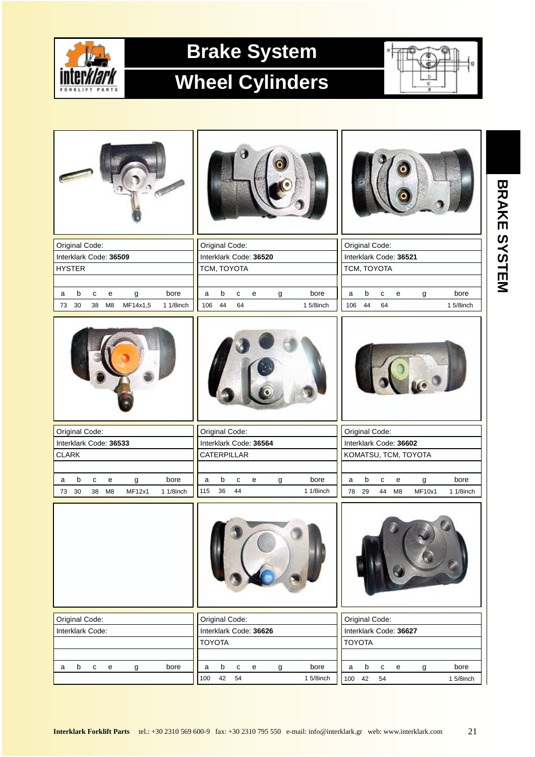# Brake System

## Wheel Cylinders

BRAKE SYSTEM

| | | | | | |
|---|---|---|---|---|---|
| Original Code: | | | | | |
| Interklark Code: **36509** | | | | | |
| HYSTER | | | | | |
| a | b | c | e | g | bore |
| 73 | 30 | 38 | M8 | MF14x1,5 | 1 1/8inch |

| | | | | | |
|---|---|---|---|---|---|
| Original Code: | | | | | |
| Interklark Code: **36520** | | | | | |
| TCM, TOYOTA | | | | | |
| a | b | c | e | g | bore |
| 106 | 44 | 64 | | | 1 5/8inch |

| | | | | | |
|---|---|---|---|---|---|
| Original Code: | | | | | |
| Interklark Code: **36521** | | | | | |
| TCM, TOYOTA | | | | | |
| a | b | c | e | g | bore |
| 106 | 44 | 64 | | | 1 5/8inch |

| | | | | | |
|---|---|---|---|---|---|
| Original Code: | | | | | |
| Interklark Code: **36533** | | | | | |
| CLARK | | | | | |
| a | b | c | e | g | bore |
| 73 | 30 | 38 | M8 | MF12x1 | 1 1/8inch |

| | | | | | |
|---|---|---|---|---|---|
| Original Code: | | | | | |
| Interklark Code: **36564** | | | | | |
| CATERPILLAR | | | | | |
| a | b | c | e | g | bore |
| 115 | 36 | 44 | | | 1 1/8inch |

| | | | | | |
|---|---|---|---|---|---|
| Original Code: | | | | | |
| Interklark Code: **36602** | | | | | |
| KOMATSU, TCM, TOYOTA | | | | | |
| a | b | c | e | g | bore |
| 78 | 29 | 44 | M8 | MF10x1 | 1 1/8inch |

| | | | | | |
|---|---|---|---|---|---|
| Original Code: | | | | | |
| Interklark Code: | | | | | |
| | | | | | |
| a | b | c | e | g | bore |
| | | | | | |

| | | | | | |
|---|---|---|---|---|---|
| Original Code: | | | | | |
| Interklark Code: **36626** | | | | | |
| TOYOTA | | | | | |
| a | b | c | e | g | bore |
| 100 | 42 | 54 | | | 1 5/8inch |

| | | | | | |
|---|---|---|---|---|---|
| Original Code: | | | | | |
| Interklark Code: **36627** | | | | | |
| TOYOTA | | | | | |
| a | b | c | e | g | bore |
| 100 | 42 | 54 | | | 1 5/8inch |

**Interklark Forklift Parts** tel.: +30 2310 569 600-9 fax: +30 2310 795 550 e-mail: info@interklark.gr web: www.interklark.com